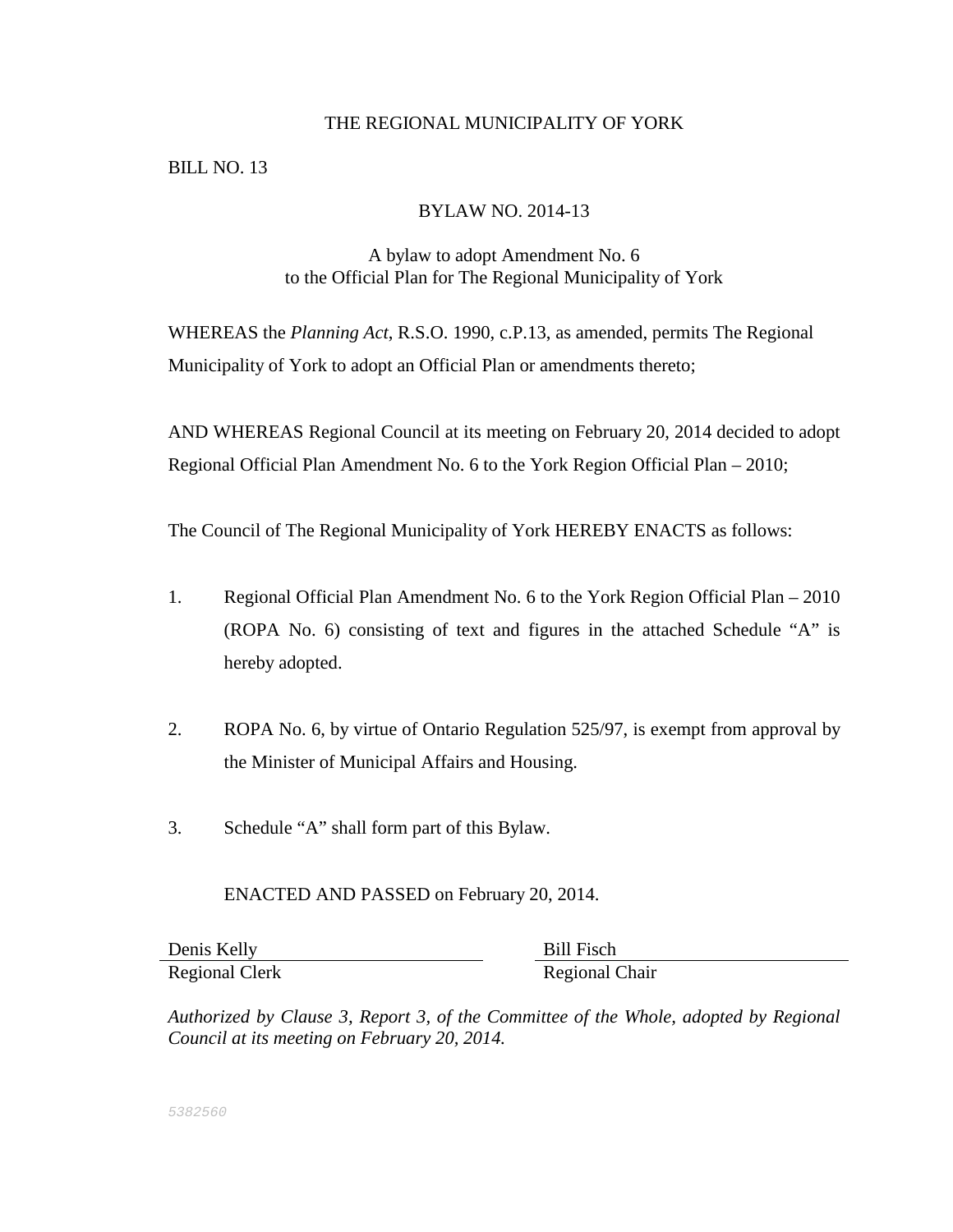# THE REGIONAL MUNICIPALITY OF YORK

BILL NO. 13

## BYLAW NO. 2014-13

A bylaw to adopt Amendment No. 6
to the Official Plan for The Regional Municipality of York

WHEREAS the *Planning Act*, R.S.O. 1990, c.P.13, as amended, permits The Regional Municipality of York to adopt an Official Plan or amendments thereto;

AND WHEREAS Regional Council at its meeting on February 20, 2014 decided to adopt Regional Official Plan Amendment No. 6 to the York Region Official Plan – 2010;

The Council of The Regional Municipality of York HEREBY ENACTS as follows:

1. Regional Official Plan Amendment No. 6 to the York Region Official Plan – 2010 (ROPA No. 6) consisting of text and figures in the attached Schedule "A" is hereby adopted.

2. ROPA No. 6, by virtue of Ontario Regulation 525/97, is exempt from approval by the Minister of Municipal Affairs and Housing.

3. Schedule "A" shall form part of this Bylaw.

ENACTED AND PASSED on February 20, 2014.

| Denis Kelly | Bill Fisch |
| --- | --- |
| Regional Clerk | Regional Chair |

*Authorized by Clause 3, Report 3, of the Committee of the Whole, adopted by Regional Council at its meeting on February 20, 2014.*

5382560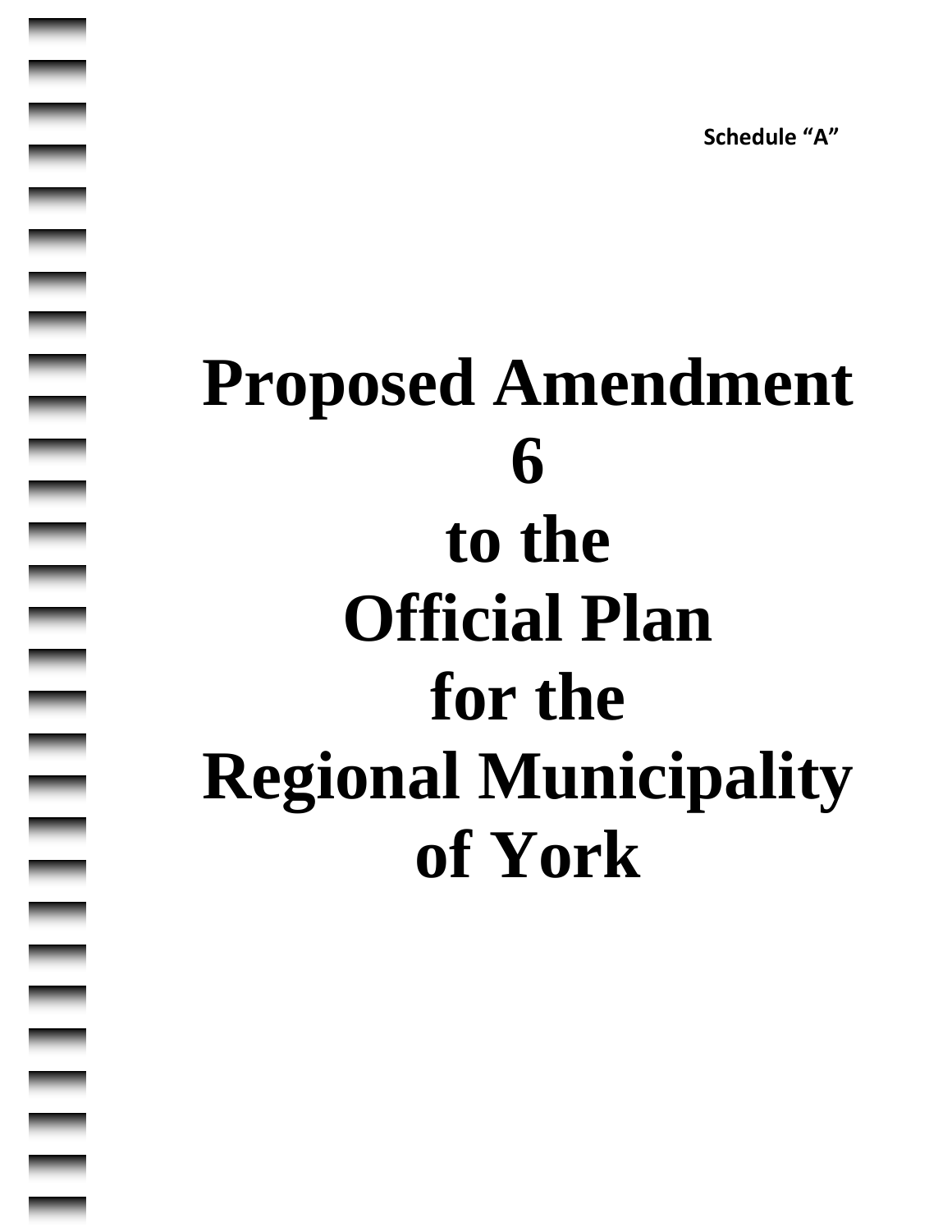**Schedule "A"**

# Proposed Amendment 6 to the Official Plan for the Regional Municipality of York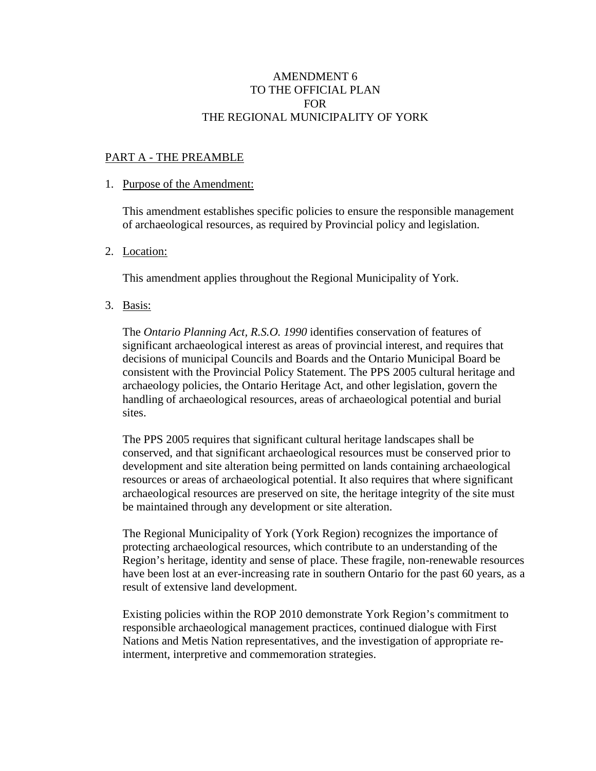# AMENDMENT 6
# TO THE OFFICIAL PLAN
# FOR
# THE REGIONAL MUNICIPALITY OF YORK

## PART A - THE PREAMBLE

1. Purpose of the Amendment:

   This amendment establishes specific policies to ensure the responsible management of archaeological resources, as required by Provincial policy and legislation.

2. Location:

   This amendment applies throughout the Regional Municipality of York.

3. Basis:

   The *Ontario Planning Act, R.S.O. 1990* identifies conservation of features of significant archaeological interest as areas of provincial interest, and requires that decisions of municipal Councils and Boards and the Ontario Municipal Board be consistent with the Provincial Policy Statement. The PPS 2005 cultural heritage and archaeology policies, the Ontario Heritage Act, and other legislation, govern the handling of archaeological resources, areas of archaeological potential and burial sites.

   The PPS 2005 requires that significant cultural heritage landscapes shall be conserved, and that significant archaeological resources must be conserved prior to development and site alteration being permitted on lands containing archaeological resources or areas of archaeological potential. It also requires that where significant archaeological resources are preserved on site, the heritage integrity of the site must be maintained through any development or site alteration.

   The Regional Municipality of York (York Region) recognizes the importance of protecting archaeological resources, which contribute to an understanding of the Region's heritage, identity and sense of place. These fragile, non-renewable resources have been lost at an ever-increasing rate in southern Ontario for the past 60 years, as a result of extensive land development.

   Existing policies within the ROP 2010 demonstrate York Region's commitment to responsible archaeological management practices, continued dialogue with First Nations and Metis Nation representatives, and the investigation of appropriate re-interment, interpretive and commemoration strategies.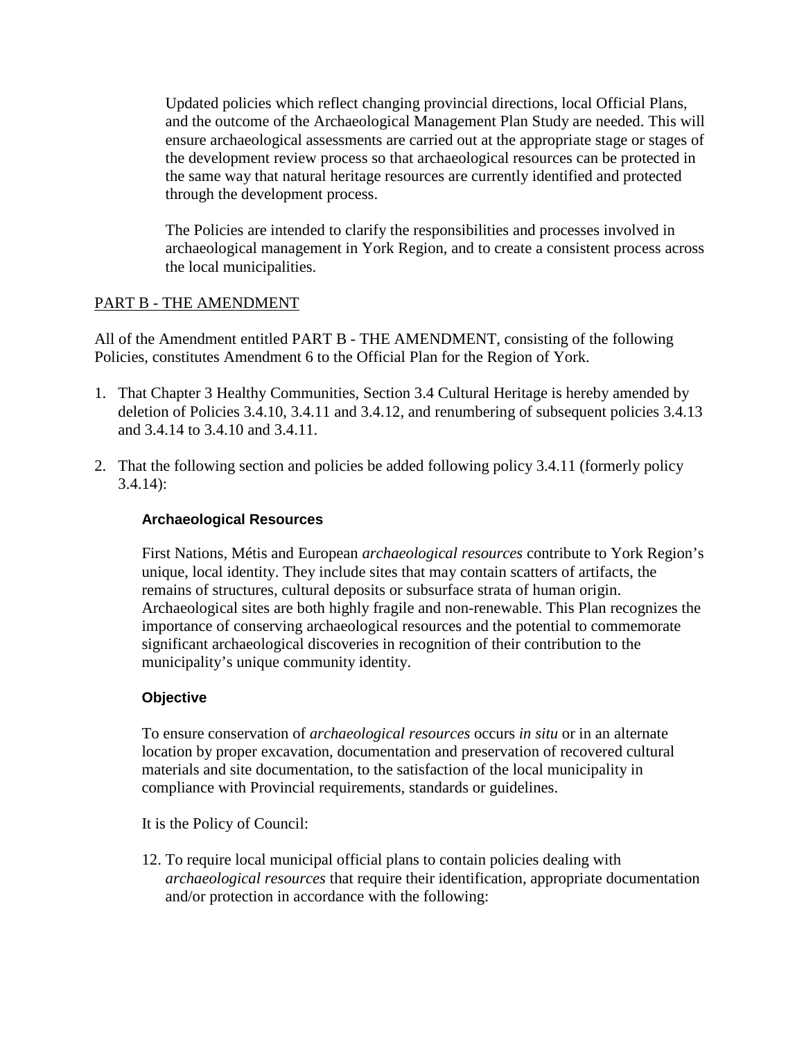Updated policies which reflect changing provincial directions, local Official Plans, and the outcome of the Archaeological Management Plan Study are needed. This will ensure archaeological assessments are carried out at the appropriate stage or stages of the development review process so that archaeological resources can be protected in the same way that natural heritage resources are currently identified and protected through the development process.

The Policies are intended to clarify the responsibilities and processes involved in archaeological management in York Region, and to create a consistent process across the local municipalities.

## PART B - THE AMENDMENT

All of the Amendment entitled PART B - THE AMENDMENT, consisting of the following Policies, constitutes Amendment 6 to the Official Plan for the Region of York.

1. That Chapter 3 Healthy Communities, Section 3.4 Cultural Heritage is hereby amended by deletion of Policies 3.4.10, 3.4.11 and 3.4.12, and renumbering of subsequent policies 3.4.13 and 3.4.14 to 3.4.10 and 3.4.11.

2. That the following section and policies be added following policy 3.4.11 (formerly policy 3.4.14):

   **Archaeological Resources**

   First Nations, Métis and European *archaeological resources* contribute to York Region's unique, local identity. They include sites that may contain scatters of artifacts, the remains of structures, cultural deposits or subsurface strata of human origin. Archaeological sites are both highly fragile and non-renewable. This Plan recognizes the importance of conserving archaeological resources and the potential to commemorate significant archaeological discoveries in recognition of their contribution to the municipality's unique community identity.

   **Objective**

   To ensure conservation of *archaeological resources* occurs *in situ* or in an alternate location by proper excavation, documentation and preservation of recovered cultural materials and site documentation, to the satisfaction of the local municipality in compliance with Provincial requirements, standards or guidelines.

   It is the Policy of Council:

   12. To require local municipal official plans to contain policies dealing with *archaeological resources* that require their identification, appropriate documentation and/or protection in accordance with the following: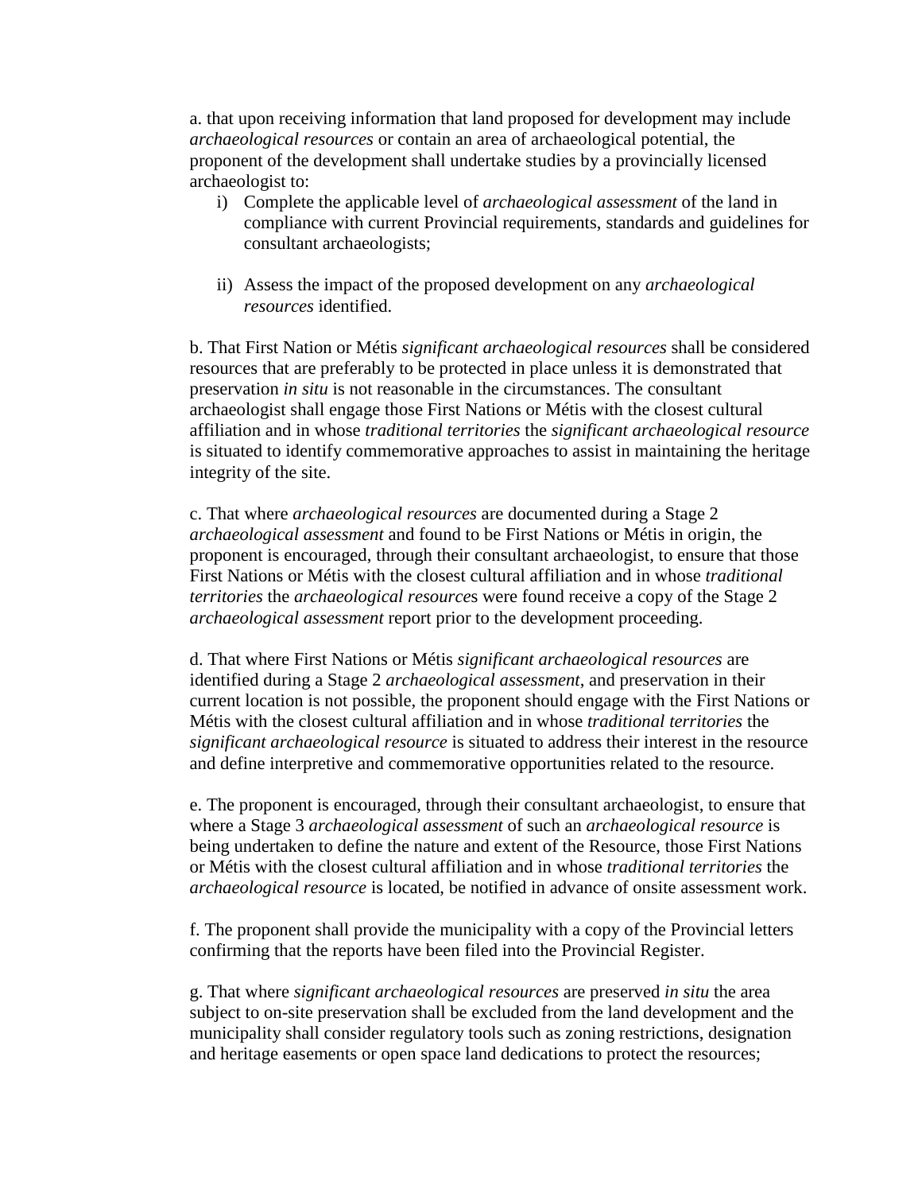a. that upon receiving information that land proposed for development may include *archaeological resources* or contain an area of archaeological potential, the proponent of the development shall undertake studies by a provincially licensed archaeologist to:

i) Complete the applicable level of *archaeological assessment* of the land in compliance with current Provincial requirements, standards and guidelines for consultant archaeologists;

ii) Assess the impact of the proposed development on any *archaeological resources* identified.

b. That First Nation or Métis *significant archaeological resources* shall be considered resources that are preferably to be protected in place unless it is demonstrated that preservation *in situ* is not reasonable in the circumstances. The consultant archaeologist shall engage those First Nations or Métis with the closest cultural affiliation and in whose *traditional territories* the *significant archaeological resource* is situated to identify commemorative approaches to assist in maintaining the heritage integrity of the site.

c. That where *archaeological resources* are documented during a Stage 2 *archaeological assessment* and found to be First Nations or Métis in origin, the proponent is encouraged, through their consultant archaeologist, to ensure that those First Nations or Métis with the closest cultural affiliation and in whose *traditional territories* the *archaeological resource*s were found receive a copy of the Stage 2 *archaeological assessment* report prior to the development proceeding.

d. That where First Nations or Métis *significant archaeological resources* are identified during a Stage 2 *archaeological assessment*, and preservation in their current location is not possible, the proponent should engage with the First Nations or Métis with the closest cultural affiliation and in whose *traditional territories* the *significant archaeological resource* is situated to address their interest in the resource and define interpretive and commemorative opportunities related to the resource.

e. The proponent is encouraged, through their consultant archaeologist, to ensure that where a Stage 3 *archaeological assessment* of such an *archaeological resource* is being undertaken to define the nature and extent of the Resource, those First Nations or Métis with the closest cultural affiliation and in whose *traditional territories* the *archaeological resource* is located, be notified in advance of onsite assessment work.

f. The proponent shall provide the municipality with a copy of the Provincial letters confirming that the reports have been filed into the Provincial Register.

g. That where *significant archaeological resources* are preserved *in situ* the area subject to on-site preservation shall be excluded from the land development and the municipality shall consider regulatory tools such as zoning restrictions, designation and heritage easements or open space land dedications to protect the resources;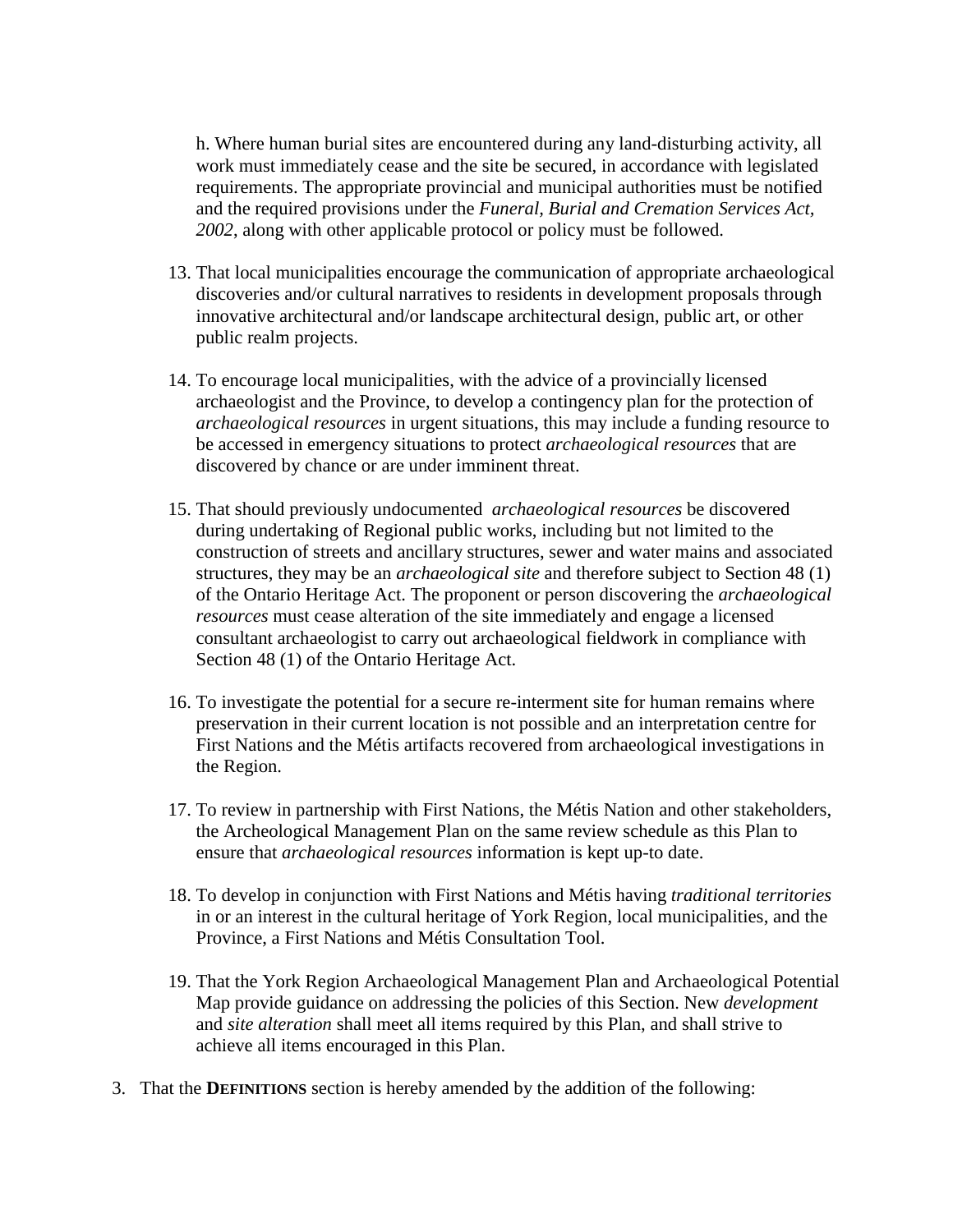h. Where human burial sites are encountered during any land-disturbing activity, all work must immediately cease and the site be secured, in accordance with legislated requirements. The appropriate provincial and municipal authorities must be notified and the required provisions under the *Funeral, Burial and Cremation Services Act, 2002*, along with other applicable protocol or policy must be followed.

13. That local municipalities encourage the communication of appropriate archaeological discoveries and/or cultural narratives to residents in development proposals through innovative architectural and/or landscape architectural design, public art, or other public realm projects.

14. To encourage local municipalities, with the advice of a provincially licensed archaeologist and the Province, to develop a contingency plan for the protection of *archaeological resources* in urgent situations, this may include a funding resource to be accessed in emergency situations to protect *archaeological resources* that are discovered by chance or are under imminent threat.

15. That should previously undocumented *archaeological resources* be discovered during undertaking of Regional public works, including but not limited to the construction of streets and ancillary structures, sewer and water mains and associated structures, they may be an *archaeological site* and therefore subject to Section 48 (1) of the Ontario Heritage Act. The proponent or person discovering the *archaeological resources* must cease alteration of the site immediately and engage a licensed consultant archaeologist to carry out archaeological fieldwork in compliance with Section 48 (1) of the Ontario Heritage Act.

16. To investigate the potential for a secure re-interment site for human remains where preservation in their current location is not possible and an interpretation centre for First Nations and the Métis artifacts recovered from archaeological investigations in the Region.

17. To review in partnership with First Nations, the Métis Nation and other stakeholders, the Archeological Management Plan on the same review schedule as this Plan to ensure that *archaeological resources* information is kept up-to date.

18. To develop in conjunction with First Nations and Métis having *traditional territories* in or an interest in the cultural heritage of York Region, local municipalities, and the Province, a First Nations and Métis Consultation Tool.

19. That the York Region Archaeological Management Plan and Archaeological Potential Map provide guidance on addressing the policies of this Section. New *development* and *site alteration* shall meet all items required by this Plan, and shall strive to achieve all items encouraged in this Plan.

3. That the **DEFINITIONS** section is hereby amended by the addition of the following: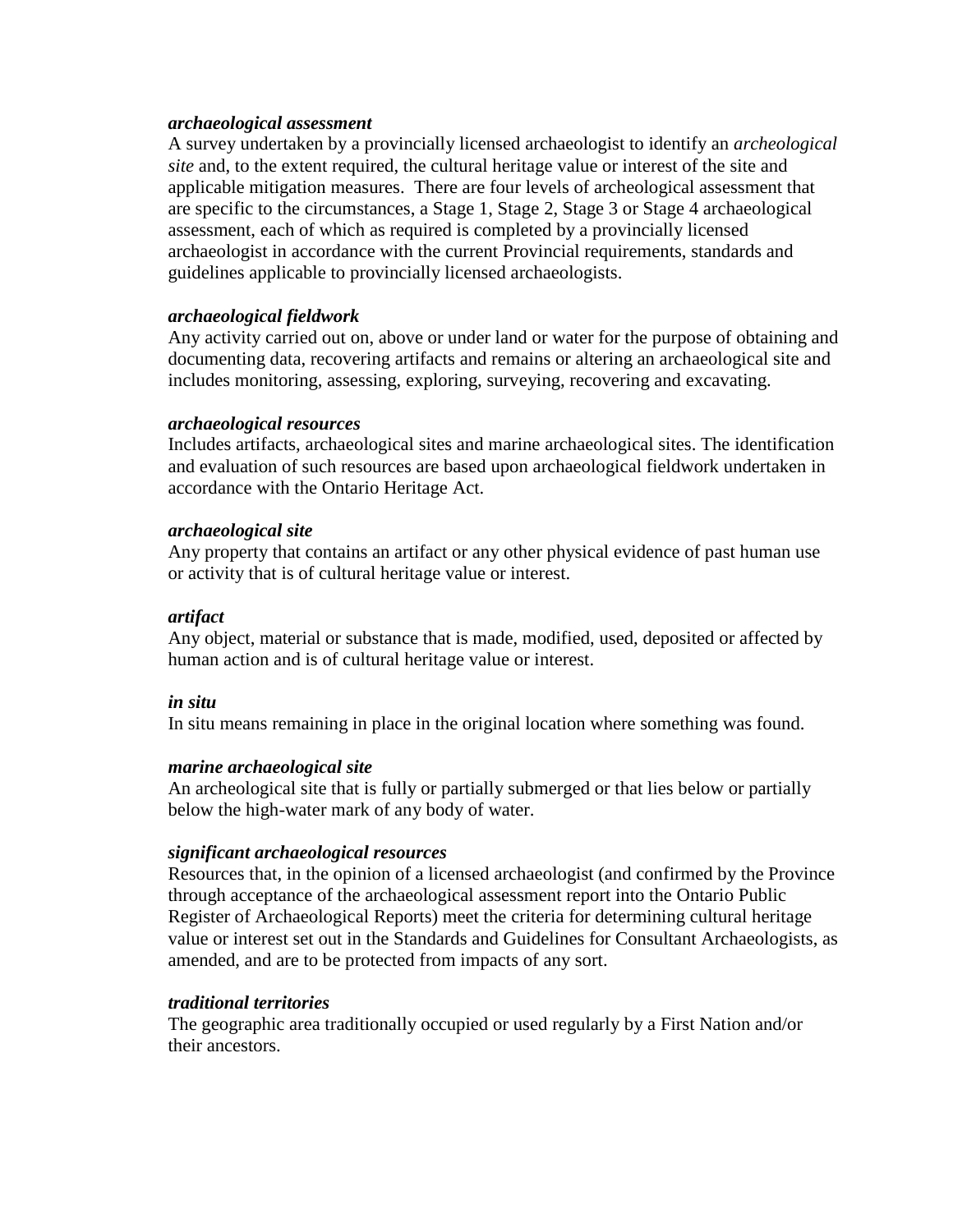***archaeological assessment***

A survey undertaken by a provincially licensed archaeologist to identify an *archeological site* and, to the extent required, the cultural heritage value or interest of the site and applicable mitigation measures. There are four levels of archeological assessment that are specific to the circumstances, a Stage 1, Stage 2, Stage 3 or Stage 4 archaeological assessment, each of which as required is completed by a provincially licensed archaeologist in accordance with the current Provincial requirements, standards and guidelines applicable to provincially licensed archaeologists.

***archaeological fieldwork***

Any activity carried out on, above or under land or water for the purpose of obtaining and documenting data, recovering artifacts and remains or altering an archaeological site and includes monitoring, assessing, exploring, surveying, recovering and excavating.

***archaeological resources***

Includes artifacts, archaeological sites and marine archaeological sites. The identification and evaluation of such resources are based upon archaeological fieldwork undertaken in accordance with the Ontario Heritage Act.

***archaeological site***

Any property that contains an artifact or any other physical evidence of past human use or activity that is of cultural heritage value or interest.

***artifact***

Any object, material or substance that is made, modified, used, deposited or affected by human action and is of cultural heritage value or interest.

***in situ***

In situ means remaining in place in the original location where something was found.

***marine archaeological site***

An archeological site that is fully or partially submerged or that lies below or partially below the high-water mark of any body of water.

***significant archaeological resources***

Resources that, in the opinion of a licensed archaeologist (and confirmed by the Province through acceptance of the archaeological assessment report into the Ontario Public Register of Archaeological Reports) meet the criteria for determining cultural heritage value or interest set out in the Standards and Guidelines for Consultant Archaeologists, as amended, and are to be protected from impacts of any sort.

***traditional territories***

The geographic area traditionally occupied or used regularly by a First Nation and/or their ancestors.